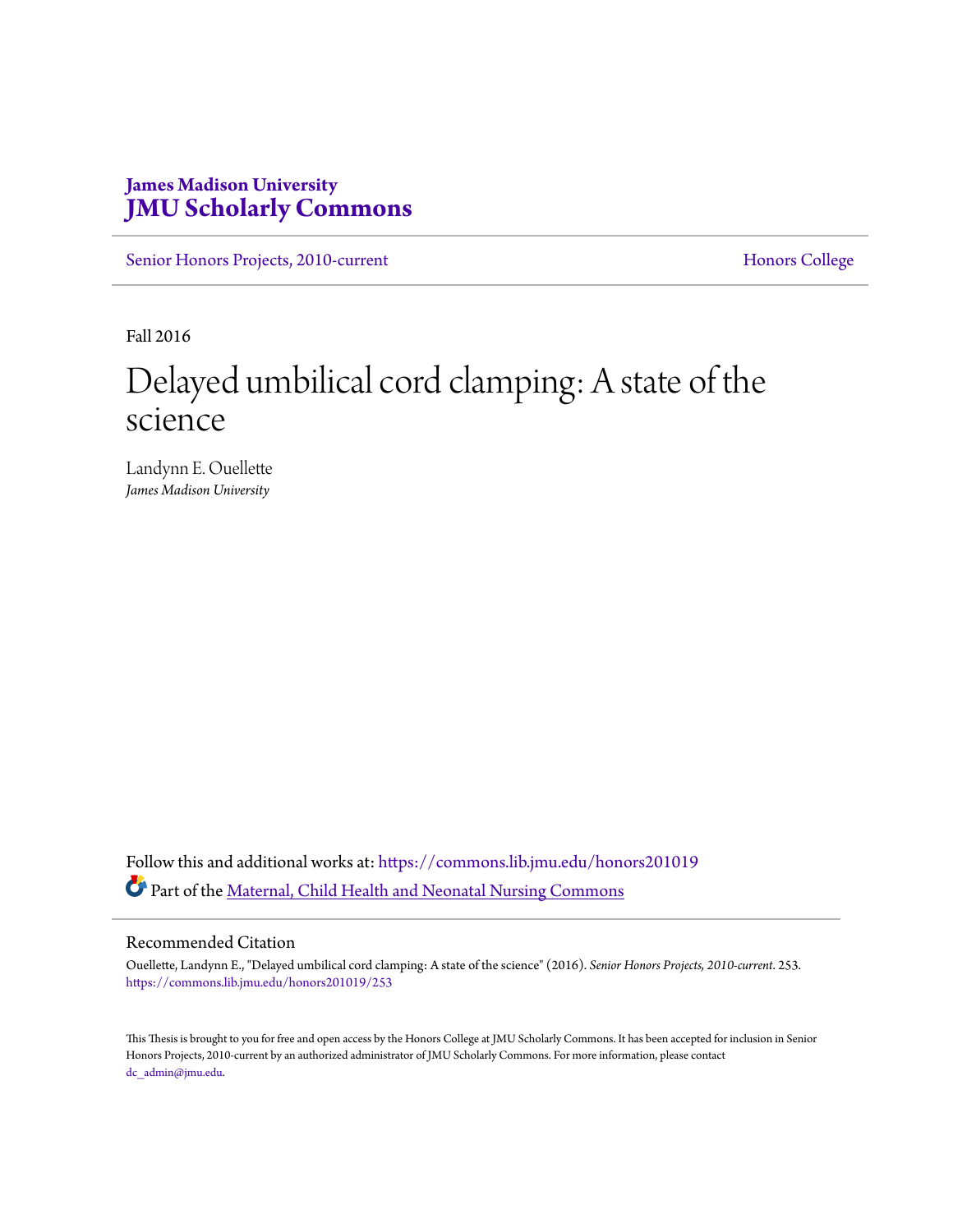James Madison University
**JMU Scholarly Commons**

Senior Honors Projects, 2010-current — Honors College

Fall 2016

# Delayed umbilical cord clamping: A state of the science

Landynn E. Ouellette
*James Madison University*

Follow this and additional works at: https://commons.lib.jmu.edu/honors201019

Part of the Maternal, Child Health and Neonatal Nursing Commons

## Recommended Citation

Ouellette, Landynn E., "Delayed umbilical cord clamping: A state of the science" (2016). *Senior Honors Projects, 2010-current*. 253.
https://commons.lib.jmu.edu/honors201019/253

This Thesis is brought to you for free and open access by the Honors College at JMU Scholarly Commons. It has been accepted for inclusion in Senior Honors Projects, 2010-current by an authorized administrator of JMU Scholarly Commons. For more information, please contact dc_admin@jmu.edu.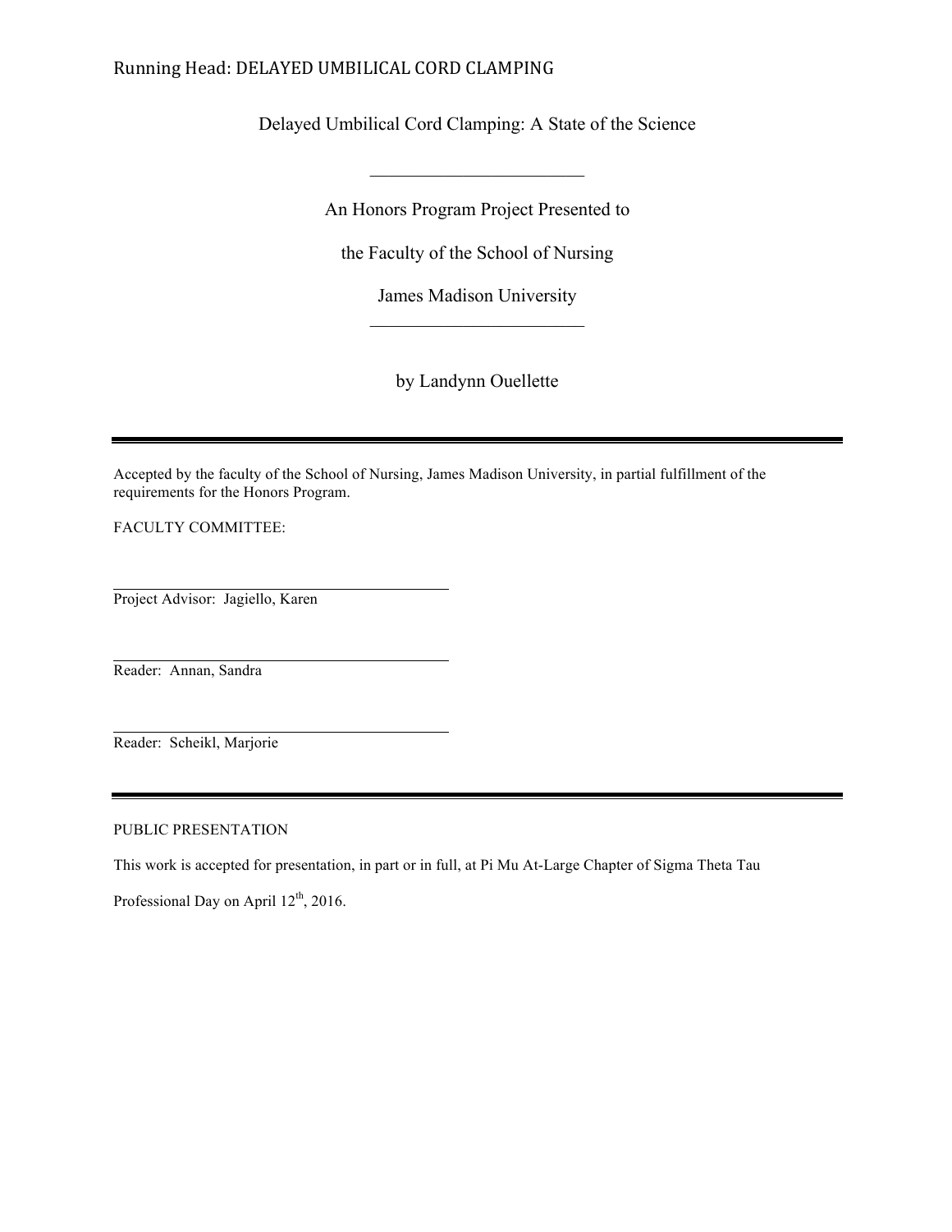# Delayed Umbilical Cord Clamping: A State of the Science

---

An Honors Program Project Presented to

the Faculty of the School of Nursing

James Madison University

---

by Landynn Ouellette

---

Accepted by the faculty of the School of Nursing, James Madison University, in partial fulfillment of the requirements for the Honors Program.

FACULTY COMMITTEE:

Project Advisor: Jagiello, Karen

Reader: Annan, Sandra

Reader: Scheikl, Marjorie

---

PUBLIC PRESENTATION

This work is accepted for presentation, in part or in full, at Pi Mu At-Large Chapter of Sigma Theta Tau Professional Day on April 12th, 2016.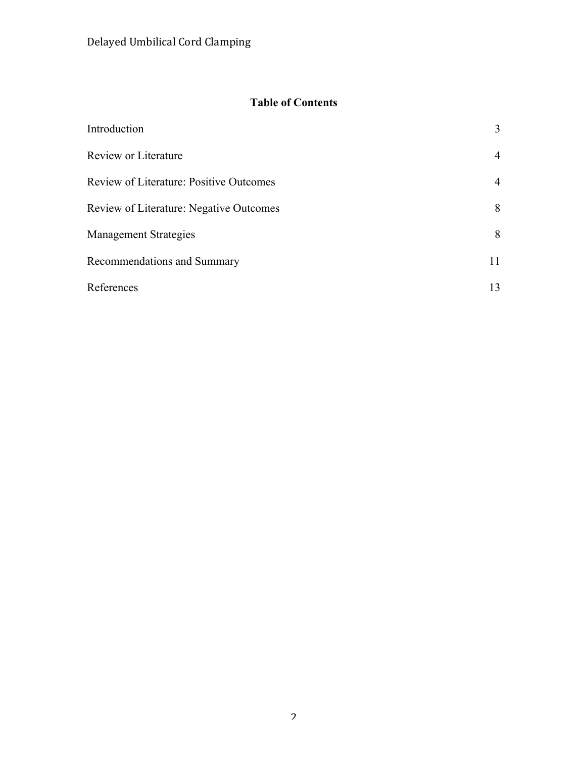## Table of Contents

| | |
|---|---|
| Introduction | 3 |
| Review or Literature | 4 |
| Review of Literature: Positive Outcomes | 4 |
| Review of Literature: Negative Outcomes | 8 |
| Management Strategies | 8 |
| Recommendations and Summary | 11 |
| References | 13 |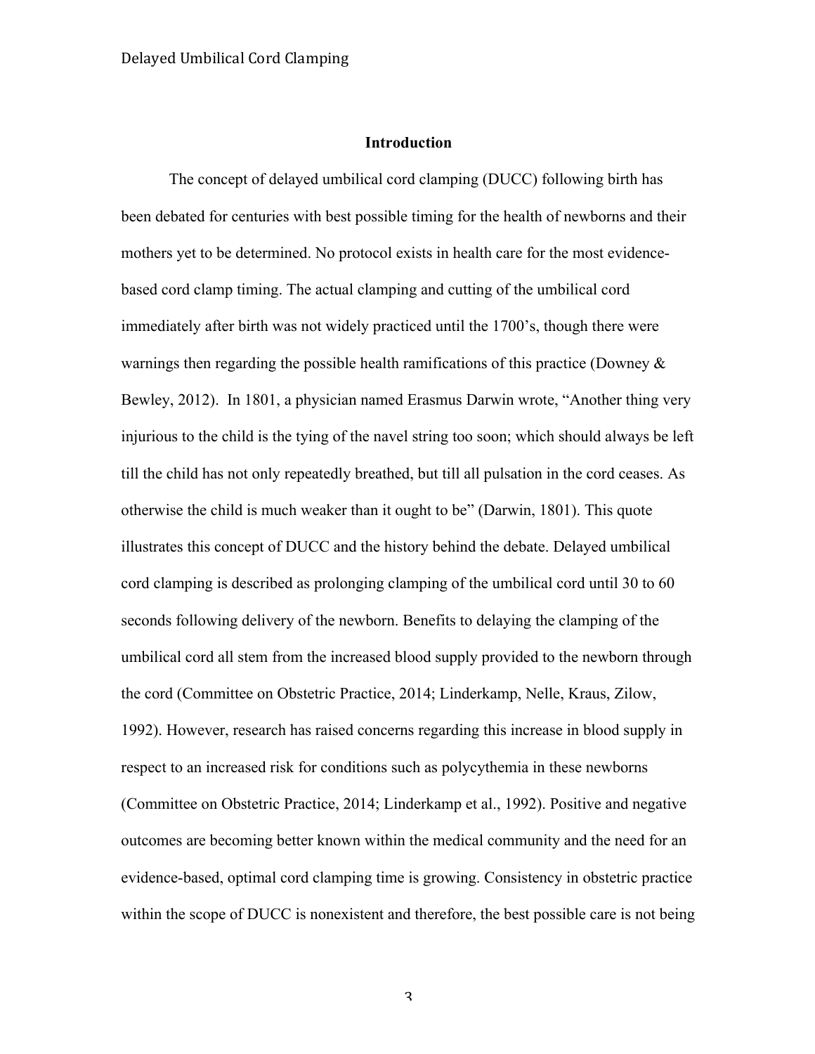## Introduction

The concept of delayed umbilical cord clamping (DUCC) following birth has been debated for centuries with best possible timing for the health of newborns and their mothers yet to be determined. No protocol exists in health care for the most evidence-based cord clamp timing. The actual clamping and cutting of the umbilical cord immediately after birth was not widely practiced until the 1700's, though there were warnings then regarding the possible health ramifications of this practice (Downey & Bewley, 2012). In 1801, a physician named Erasmus Darwin wrote, "Another thing very injurious to the child is the tying of the navel string too soon; which should always be left till the child has not only repeatedly breathed, but till all pulsation in the cord ceases. As otherwise the child is much weaker than it ought to be" (Darwin, 1801). This quote illustrates this concept of DUCC and the history behind the debate. Delayed umbilical cord clamping is described as prolonging clamping of the umbilical cord until 30 to 60 seconds following delivery of the newborn. Benefits to delaying the clamping of the umbilical cord all stem from the increased blood supply provided to the newborn through the cord (Committee on Obstetric Practice, 2014; Linderkamp, Nelle, Kraus, Zilow, 1992). However, research has raised concerns regarding this increase in blood supply in respect to an increased risk for conditions such as polycythemia in these newborns (Committee on Obstetric Practice, 2014; Linderkamp et al., 1992). Positive and negative outcomes are becoming better known within the medical community and the need for an evidence-based, optimal cord clamping time is growing. Consistency in obstetric practice within the scope of DUCC is nonexistent and therefore, the best possible care is not being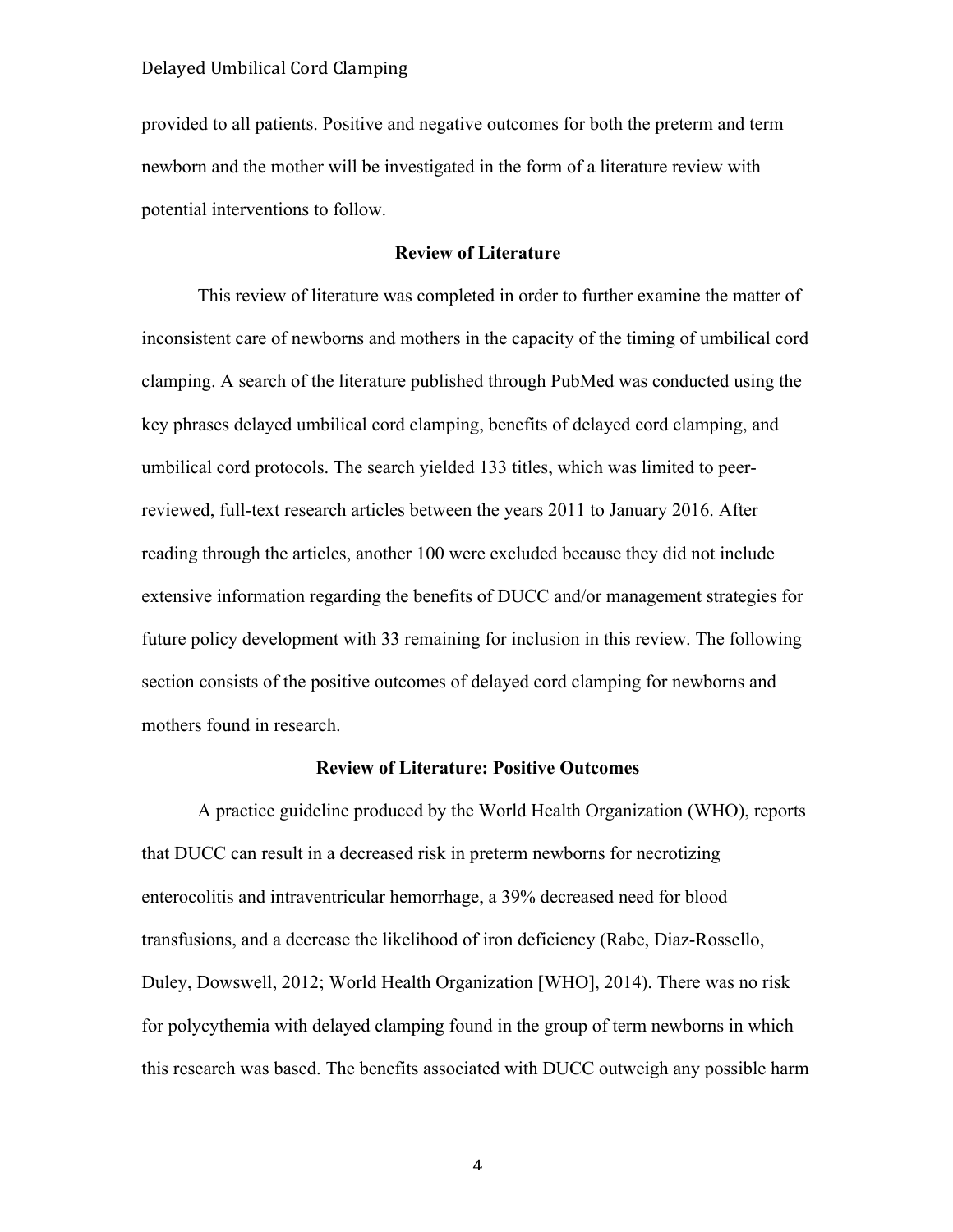provided to all patients. Positive and negative outcomes for both the preterm and term newborn and the mother will be investigated in the form of a literature review with potential interventions to follow.

## Review of Literature

This review of literature was completed in order to further examine the matter of inconsistent care of newborns and mothers in the capacity of the timing of umbilical cord clamping. A search of the literature published through PubMed was conducted using the key phrases delayed umbilical cord clamping, benefits of delayed cord clamping, and umbilical cord protocols. The search yielded 133 titles, which was limited to peer-reviewed, full-text research articles between the years 2011 to January 2016. After reading through the articles, another 100 were excluded because they did not include extensive information regarding the benefits of DUCC and/or management strategies for future policy development with 33 remaining for inclusion in this review. The following section consists of the positive outcomes of delayed cord clamping for newborns and mothers found in research.

## Review of Literature: Positive Outcomes

A practice guideline produced by the World Health Organization (WHO), reports that DUCC can result in a decreased risk in preterm newborns for necrotizing enterocolitis and intraventricular hemorrhage, a 39% decreased need for blood transfusions, and a decrease the likelihood of iron deficiency (Rabe, Diaz-Rossello, Duley, Dowswell, 2012; World Health Organization [WHO], 2014). There was no risk for polycythemia with delayed clamping found in the group of term newborns in which this research was based. The benefits associated with DUCC outweigh any possible harm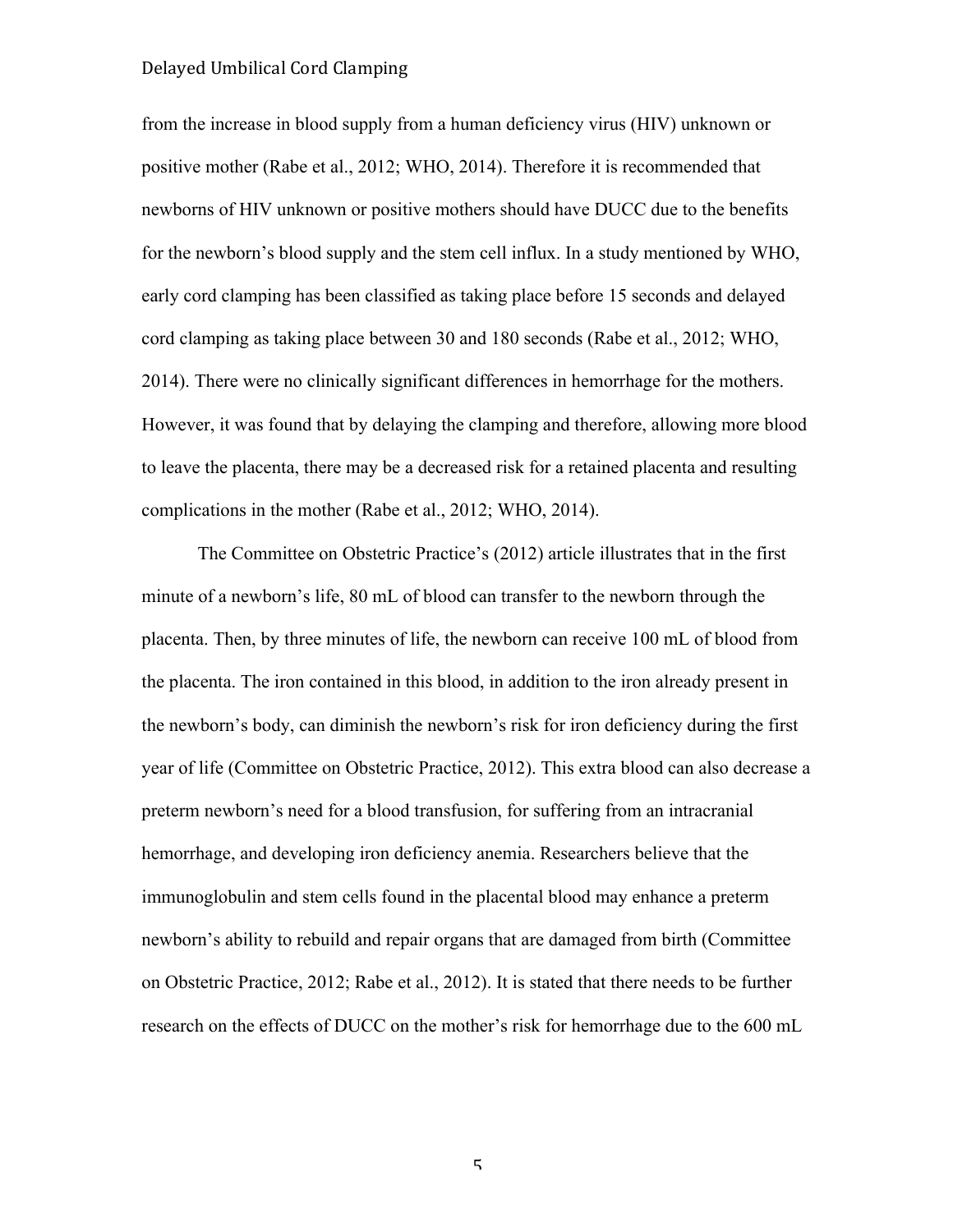from the increase in blood supply from a human deficiency virus (HIV) unknown or positive mother (Rabe et al., 2012; WHO, 2014). Therefore it is recommended that newborns of HIV unknown or positive mothers should have DUCC due to the benefits for the newborn's blood supply and the stem cell influx. In a study mentioned by WHO, early cord clamping has been classified as taking place before 15 seconds and delayed cord clamping as taking place between 30 and 180 seconds (Rabe et al., 2012; WHO, 2014). There were no clinically significant differences in hemorrhage for the mothers. However, it was found that by delaying the clamping and therefore, allowing more blood to leave the placenta, there may be a decreased risk for a retained placenta and resulting complications in the mother (Rabe et al., 2012; WHO, 2014).

The Committee on Obstetric Practice's (2012) article illustrates that in the first minute of a newborn's life, 80 mL of blood can transfer to the newborn through the placenta. Then, by three minutes of life, the newborn can receive 100 mL of blood from the placenta. The iron contained in this blood, in addition to the iron already present in the newborn's body, can diminish the newborn's risk for iron deficiency during the first year of life (Committee on Obstetric Practice, 2012). This extra blood can also decrease a preterm newborn's need for a blood transfusion, for suffering from an intracranial hemorrhage, and developing iron deficiency anemia. Researchers believe that the immunoglobulin and stem cells found in the placental blood may enhance a preterm newborn's ability to rebuild and repair organs that are damaged from birth (Committee on Obstetric Practice, 2012; Rabe et al., 2012). It is stated that there needs to be further research on the effects of DUCC on the mother's risk for hemorrhage due to the 600 mL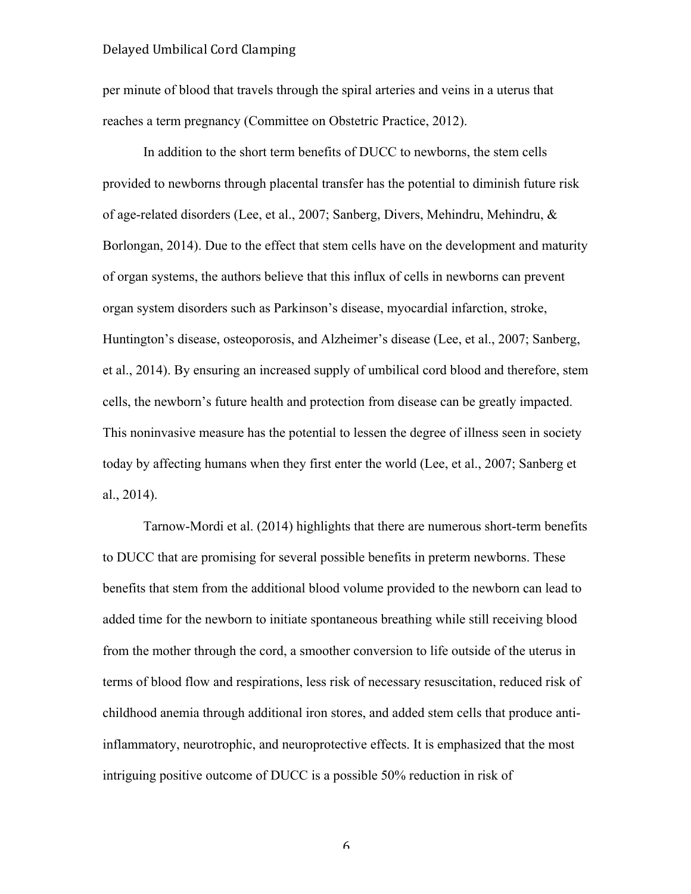per minute of blood that travels through the spiral arteries and veins in a uterus that reaches a term pregnancy (Committee on Obstetric Practice, 2012).

In addition to the short term benefits of DUCC to newborns, the stem cells provided to newborns through placental transfer has the potential to diminish future risk of age-related disorders (Lee, et al., 2007; Sanberg, Divers, Mehindru, Mehindru, & Borlongan, 2014). Due to the effect that stem cells have on the development and maturity of organ systems, the authors believe that this influx of cells in newborns can prevent organ system disorders such as Parkinson's disease, myocardial infarction, stroke, Huntington's disease, osteoporosis, and Alzheimer's disease (Lee, et al., 2007; Sanberg, et al., 2014). By ensuring an increased supply of umbilical cord blood and therefore, stem cells, the newborn's future health and protection from disease can be greatly impacted. This noninvasive measure has the potential to lessen the degree of illness seen in society today by affecting humans when they first enter the world (Lee, et al., 2007; Sanberg et al., 2014).

Tarnow-Mordi et al. (2014) highlights that there are numerous short-term benefits to DUCC that are promising for several possible benefits in preterm newborns. These benefits that stem from the additional blood volume provided to the newborn can lead to added time for the newborn to initiate spontaneous breathing while still receiving blood from the mother through the cord, a smoother conversion to life outside of the uterus in terms of blood flow and respirations, less risk of necessary resuscitation, reduced risk of childhood anemia through additional iron stores, and added stem cells that produce anti-inflammatory, neurotrophic, and neuroprotective effects. It is emphasized that the most intriguing positive outcome of DUCC is a possible 50% reduction in risk of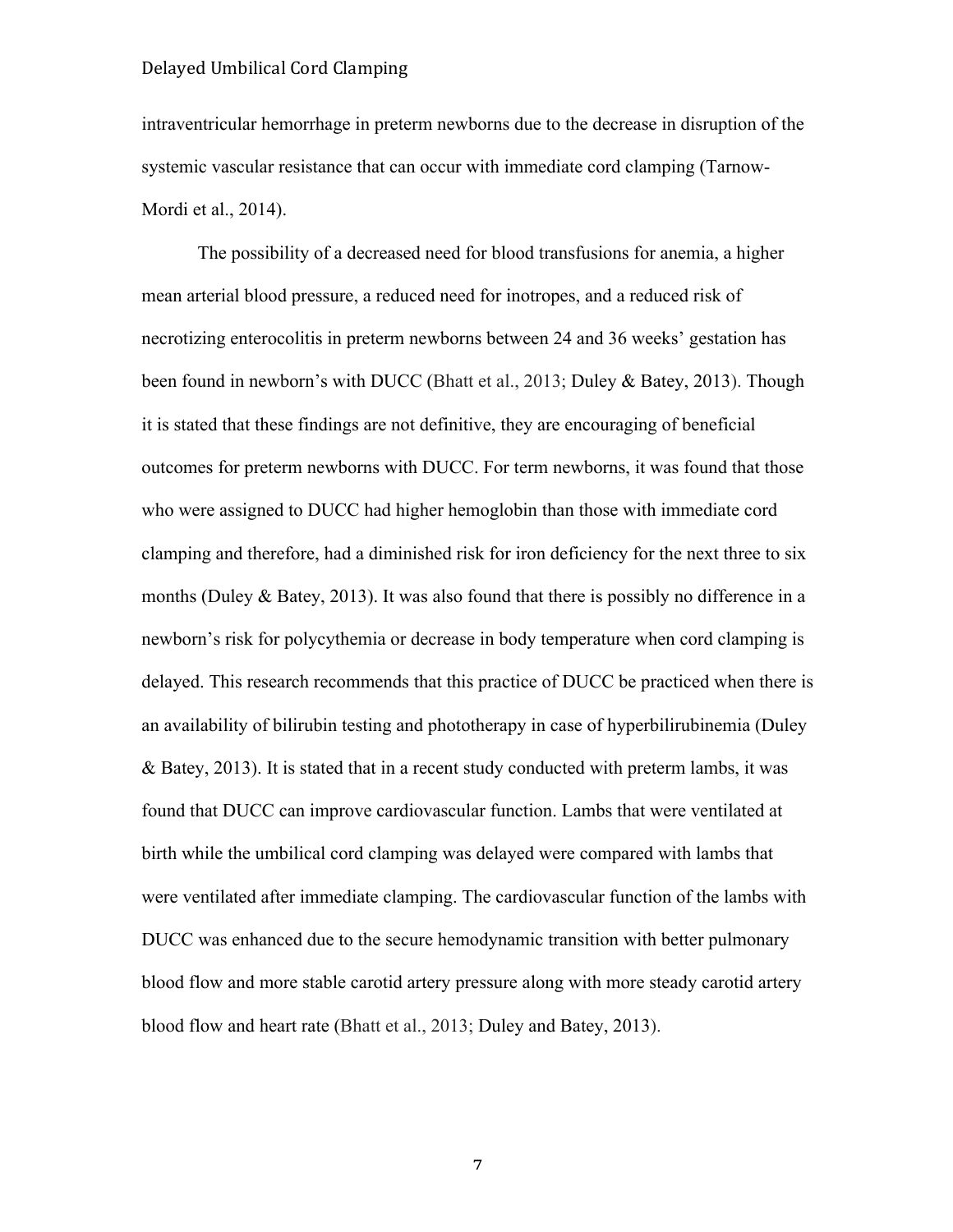intraventricular hemorrhage in preterm newborns due to the decrease in disruption of the systemic vascular resistance that can occur with immediate cord clamping (Tarnow-Mordi et al., 2014).

The possibility of a decreased need for blood transfusions for anemia, a higher mean arterial blood pressure, a reduced need for inotropes, and a reduced risk of necrotizing enterocolitis in preterm newborns between 24 and 36 weeks' gestation has been found in newborn's with DUCC (Bhatt et al., 2013; Duley & Batey, 2013). Though it is stated that these findings are not definitive, they are encouraging of beneficial outcomes for preterm newborns with DUCC. For term newborns, it was found that those who were assigned to DUCC had higher hemoglobin than those with immediate cord clamping and therefore, had a diminished risk for iron deficiency for the next three to six months (Duley & Batey, 2013). It was also found that there is possibly no difference in a newborn's risk for polycythemia or decrease in body temperature when cord clamping is delayed. This research recommends that this practice of DUCC be practiced when there is an availability of bilirubin testing and phototherapy in case of hyperbilirubinemia (Duley & Batey, 2013). It is stated that in a recent study conducted with preterm lambs, it was found that DUCC can improve cardiovascular function. Lambs that were ventilated at birth while the umbilical cord clamping was delayed were compared with lambs that were ventilated after immediate clamping. The cardiovascular function of the lambs with DUCC was enhanced due to the secure hemodynamic transition with better pulmonary blood flow and more stable carotid artery pressure along with more steady carotid artery blood flow and heart rate (Bhatt et al., 2013; Duley and Batey, 2013).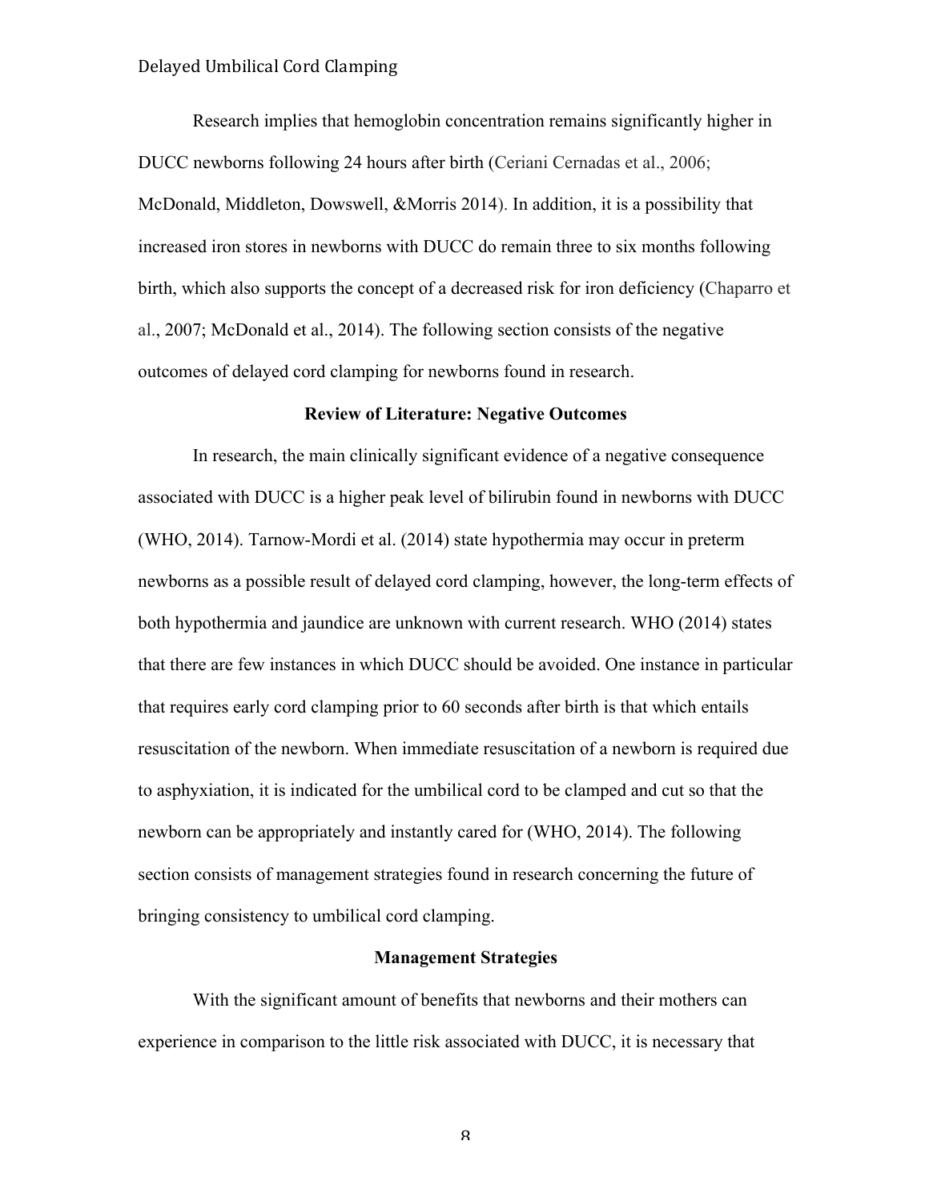Research implies that hemoglobin concentration remains significantly higher in DUCC newborns following 24 hours after birth (Ceriani Cernadas et al., 2006; McDonald, Middleton, Dowswell, &Morris 2014). In addition, it is a possibility that increased iron stores in newborns with DUCC do remain three to six months following birth, which also supports the concept of a decreased risk for iron deficiency (Chaparro et al., 2007; McDonald et al., 2014). The following section consists of the negative outcomes of delayed cord clamping for newborns found in research.

## Review of Literature: Negative Outcomes

In research, the main clinically significant evidence of a negative consequence associated with DUCC is a higher peak level of bilirubin found in newborns with DUCC (WHO, 2014). Tarnow-Mordi et al. (2014) state hypothermia may occur in preterm newborns as a possible result of delayed cord clamping, however, the long-term effects of both hypothermia and jaundice are unknown with current research. WHO (2014) states that there are few instances in which DUCC should be avoided. One instance in particular that requires early cord clamping prior to 60 seconds after birth is that which entails resuscitation of the newborn. When immediate resuscitation of a newborn is required due to asphyxiation, it is indicated for the umbilical cord to be clamped and cut so that the newborn can be appropriately and instantly cared for (WHO, 2014). The following section consists of management strategies found in research concerning the future of bringing consistency to umbilical cord clamping.

## Management Strategies

With the significant amount of benefits that newborns and their mothers can experience in comparison to the little risk associated with DUCC, it is necessary that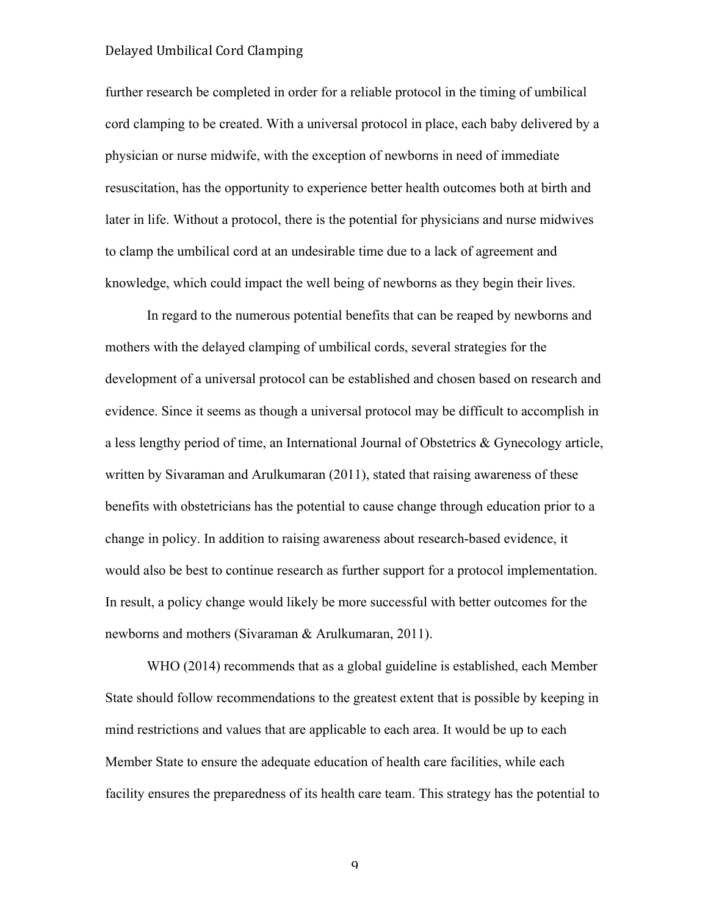further research be completed in order for a reliable protocol in the timing of umbilical cord clamping to be created. With a universal protocol in place, each baby delivered by a physician or nurse midwife, with the exception of newborns in need of immediate resuscitation, has the opportunity to experience better health outcomes both at birth and later in life. Without a protocol, there is the potential for physicians and nurse midwives to clamp the umbilical cord at an undesirable time due to a lack of agreement and knowledge, which could impact the well being of newborns as they begin their lives.

In regard to the numerous potential benefits that can be reaped by newborns and mothers with the delayed clamping of umbilical cords, several strategies for the development of a universal protocol can be established and chosen based on research and evidence. Since it seems as though a universal protocol may be difficult to accomplish in a less lengthy period of time, an International Journal of Obstetrics & Gynecology article, written by Sivaraman and Arulkumaran (2011), stated that raising awareness of these benefits with obstetricians has the potential to cause change through education prior to a change in policy. In addition to raising awareness about research-based evidence, it would also be best to continue research as further support for a protocol implementation. In result, a policy change would likely be more successful with better outcomes for the newborns and mothers (Sivaraman & Arulkumaran, 2011).

WHO (2014) recommends that as a global guideline is established, each Member State should follow recommendations to the greatest extent that is possible by keeping in mind restrictions and values that are applicable to each area. It would be up to each Member State to ensure the adequate education of health care facilities, while each facility ensures the preparedness of its health care team. This strategy has the potential to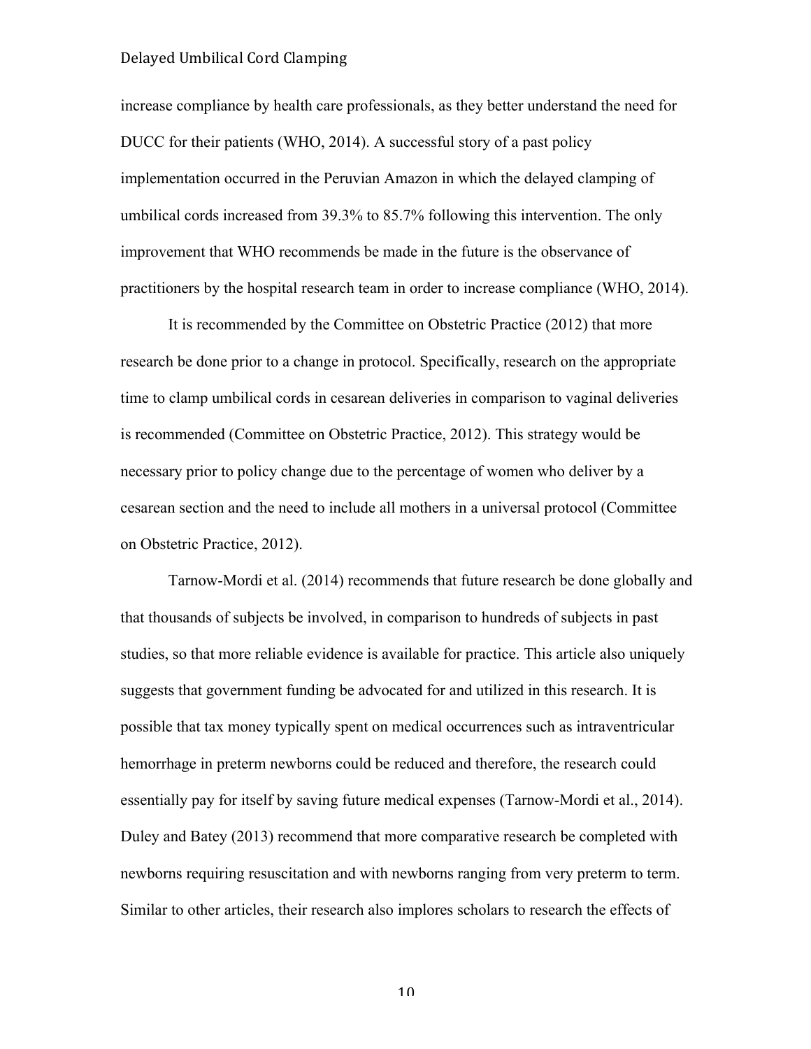increase compliance by health care professionals, as they better understand the need for DUCC for their patients (WHO, 2014). A successful story of a past policy implementation occurred in the Peruvian Amazon in which the delayed clamping of umbilical cords increased from 39.3% to 85.7% following this intervention. The only improvement that WHO recommends be made in the future is the observance of practitioners by the hospital research team in order to increase compliance (WHO, 2014).

It is recommended by the Committee on Obstetric Practice (2012) that more research be done prior to a change in protocol. Specifically, research on the appropriate time to clamp umbilical cords in cesarean deliveries in comparison to vaginal deliveries is recommended (Committee on Obstetric Practice, 2012). This strategy would be necessary prior to policy change due to the percentage of women who deliver by a cesarean section and the need to include all mothers in a universal protocol (Committee on Obstetric Practice, 2012).

Tarnow-Mordi et al. (2014) recommends that future research be done globally and that thousands of subjects be involved, in comparison to hundreds of subjects in past studies, so that more reliable evidence is available for practice. This article also uniquely suggests that government funding be advocated for and utilized in this research. It is possible that tax money typically spent on medical occurrences such as intraventricular hemorrhage in preterm newborns could be reduced and therefore, the research could essentially pay for itself by saving future medical expenses (Tarnow-Mordi et al., 2014). Duley and Batey (2013) recommend that more comparative research be completed with newborns requiring resuscitation and with newborns ranging from very preterm to term. Similar to other articles, their research also implores scholars to research the effects of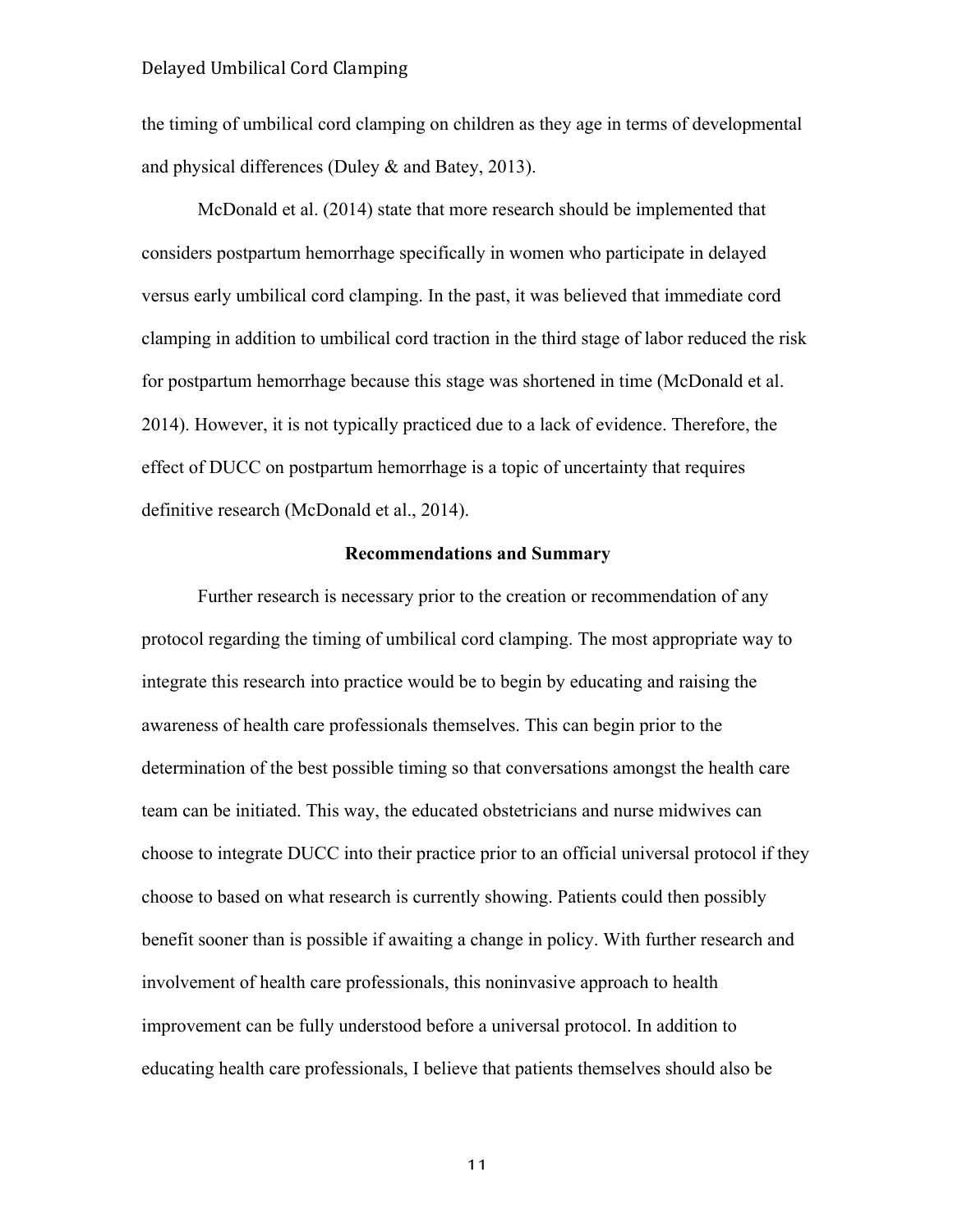the timing of umbilical cord clamping on children as they age in terms of developmental and physical differences (Duley & and Batey, 2013).

McDonald et al. (2014) state that more research should be implemented that considers postpartum hemorrhage specifically in women who participate in delayed versus early umbilical cord clamping. In the past, it was believed that immediate cord clamping in addition to umbilical cord traction in the third stage of labor reduced the risk for postpartum hemorrhage because this stage was shortened in time (McDonald et al. 2014). However, it is not typically practiced due to a lack of evidence. Therefore, the effect of DUCC on postpartum hemorrhage is a topic of uncertainty that requires definitive research (McDonald et al., 2014).

## Recommendations and Summary

Further research is necessary prior to the creation or recommendation of any protocol regarding the timing of umbilical cord clamping. The most appropriate way to integrate this research into practice would be to begin by educating and raising the awareness of health care professionals themselves. This can begin prior to the determination of the best possible timing so that conversations amongst the health care team can be initiated. This way, the educated obstetricians and nurse midwives can choose to integrate DUCC into their practice prior to an official universal protocol if they choose to based on what research is currently showing. Patients could then possibly benefit sooner than is possible if awaiting a change in policy. With further research and involvement of health care professionals, this noninvasive approach to health improvement can be fully understood before a universal protocol. In addition to educating health care professionals, I believe that patients themselves should also be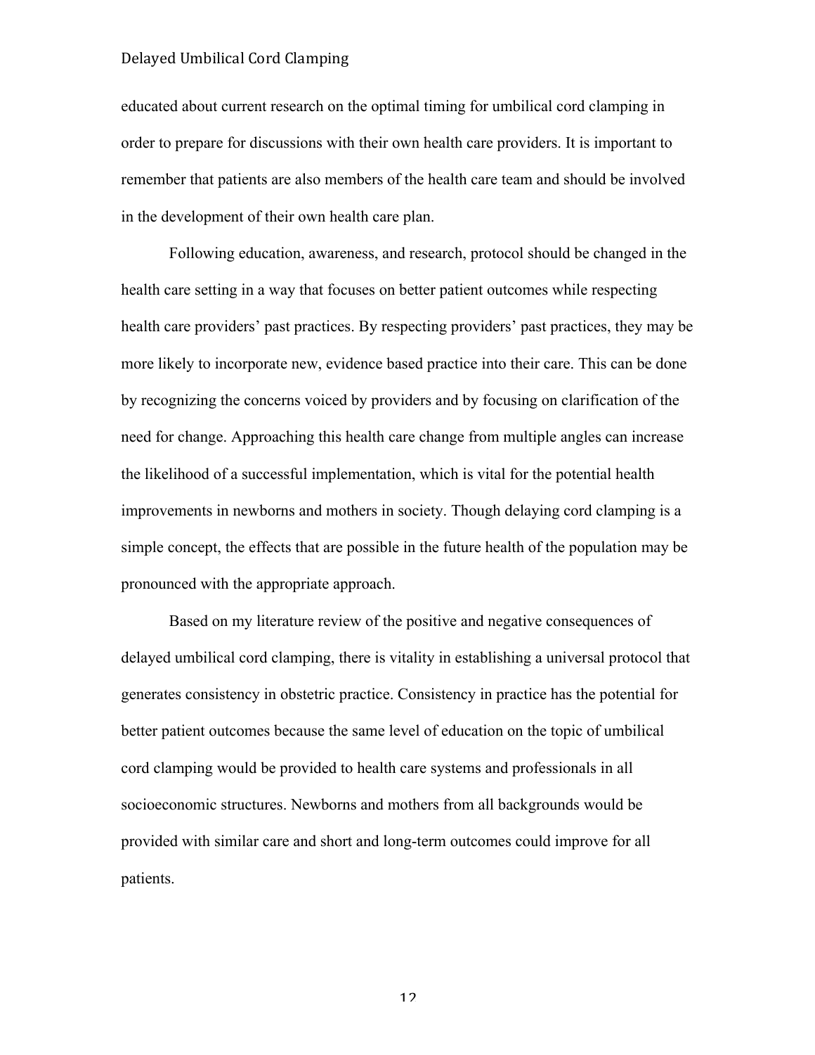educated about current research on the optimal timing for umbilical cord clamping in order to prepare for discussions with their own health care providers. It is important to remember that patients are also members of the health care team and should be involved in the development of their own health care plan.

Following education, awareness, and research, protocol should be changed in the health care setting in a way that focuses on better patient outcomes while respecting health care providers' past practices. By respecting providers' past practices, they may be more likely to incorporate new, evidence based practice into their care. This can be done by recognizing the concerns voiced by providers and by focusing on clarification of the need for change. Approaching this health care change from multiple angles can increase the likelihood of a successful implementation, which is vital for the potential health improvements in newborns and mothers in society. Though delaying cord clamping is a simple concept, the effects that are possible in the future health of the population may be pronounced with the appropriate approach.

Based on my literature review of the positive and negative consequences of delayed umbilical cord clamping, there is vitality in establishing a universal protocol that generates consistency in obstetric practice. Consistency in practice has the potential for better patient outcomes because the same level of education on the topic of umbilical cord clamping would be provided to health care systems and professionals in all socioeconomic structures. Newborns and mothers from all backgrounds would be provided with similar care and short and long-term outcomes could improve for all patients.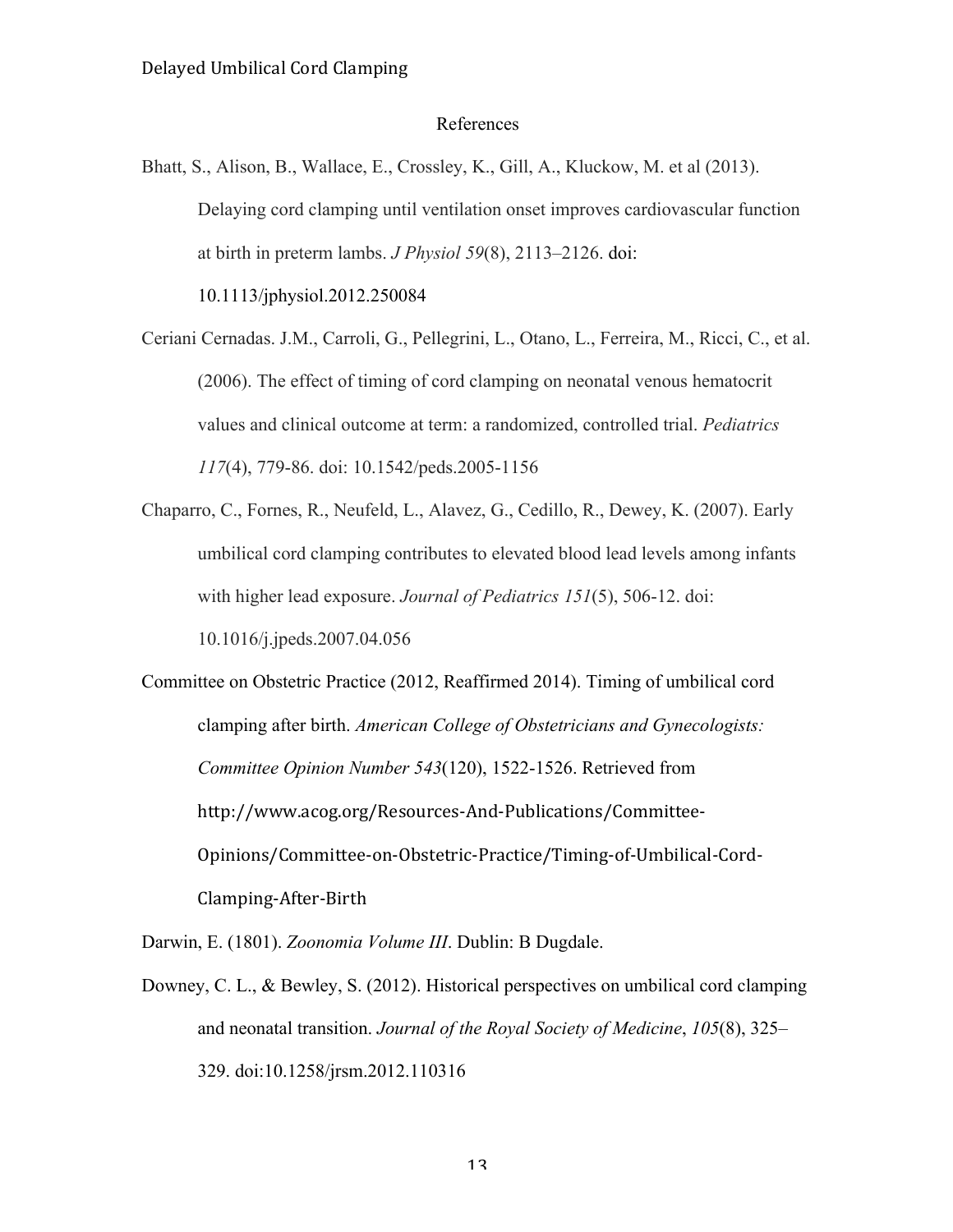## References

Bhatt, S., Alison, B., Wallace, E., Crossley, K., Gill, A., Kluckow, M. et al (2013). Delaying cord clamping until ventilation onset improves cardiovascular function at birth in preterm lambs. *J Physiol 59*(8), 2113–2126. doi: 10.1113/jphysiol.2012.250084

Ceriani Cernadas. J.M., Carroli, G., Pellegrini, L., Otano, L., Ferreira, M., Ricci, C., et al. (2006). The effect of timing of cord clamping on neonatal venous hematocrit values and clinical outcome at term: a randomized, controlled trial. *Pediatrics 117*(4), 779-86. doi: 10.1542/peds.2005-1156

Chaparro, C., Fornes, R., Neufeld, L., Alavez, G., Cedillo, R., Dewey, K. (2007). Early umbilical cord clamping contributes to elevated blood lead levels among infants with higher lead exposure. *Journal of Pediatrics 151*(5), 506-12. doi: 10.1016/j.jpeds.2007.04.056

Committee on Obstetric Practice (2012, Reaffirmed 2014). Timing of umbilical cord clamping after birth. *American College of Obstetricians and Gynecologists: Committee Opinion Number 543*(120), 1522-1526. Retrieved from http://www.acog.org/Resources-And-Publications/Committee-Opinions/Committee-on-Obstetric-Practice/Timing-of-Umbilical-Cord-Clamping-After-Birth

Darwin, E. (1801). *Zoonomia Volume III*. Dublin: B Dugdale.

Downey, C. L., & Bewley, S. (2012). Historical perspectives on umbilical cord clamping and neonatal transition. *Journal of the Royal Society of Medicine*, *105*(8), 325–329. doi:10.1258/jrsm.2012.110316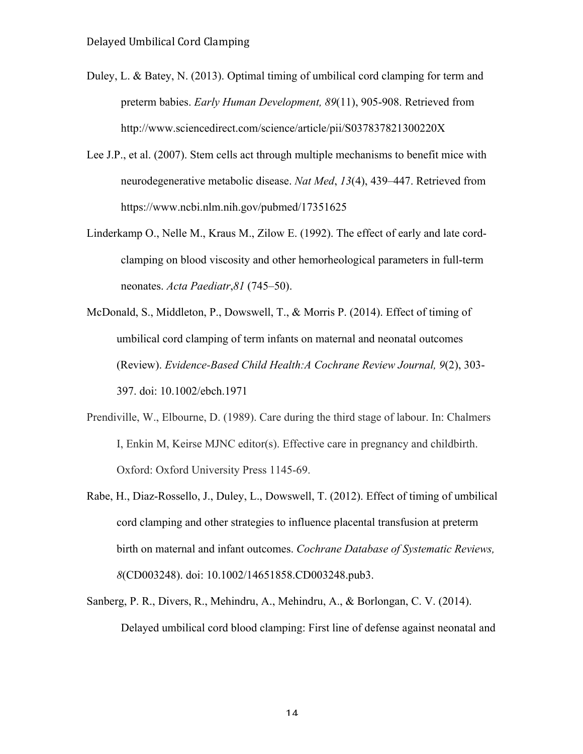Duley, L. & Batey, N. (2013). Optimal timing of umbilical cord clamping for term and preterm babies. *Early Human Development, 89*(11), 905-908. Retrieved from http://www.sciencedirect.com/science/article/pii/S037837821300220X

Lee J.P., et al. (2007). Stem cells act through multiple mechanisms to benefit mice with neurodegenerative metabolic disease. *Nat Med*, *13*(4), 439–447. Retrieved from https://www.ncbi.nlm.nih.gov/pubmed/17351625

Linderkamp O., Nelle M., Kraus M., Zilow E. (1992). The effect of early and late cord-clamping on blood viscosity and other hemorheological parameters in full-term neonates. *Acta Paediatr*,*81* (745–50).

McDonald, S., Middleton, P., Dowswell, T., & Morris P. (2014). Effect of timing of umbilical cord clamping of term infants on maternal and neonatal outcomes (Review). *Evidence-Based Child Health:A Cochrane Review Journal, 9*(2), 303-397. doi: 10.1002/ebch.1971

Prendiville, W., Elbourne, D. (1989). Care during the third stage of labour. In: Chalmers I, Enkin M, Keirse MJNC editor(s). Effective care in pregnancy and childbirth. Oxford: Oxford University Press 1145-69.

Rabe, H., Diaz-Rossello, J., Duley, L., Dowswell, T. (2012). Effect of timing of umbilical cord clamping and other strategies to influence placental transfusion at preterm birth on maternal and infant outcomes. *Cochrane Database of Systematic Reviews, 8*(CD003248). doi: 10.1002/14651858.CD003248.pub3.

Sanberg, P. R., Divers, R., Mehindru, A., Mehindru, A., & Borlongan, C. V. (2014). Delayed umbilical cord blood clamping: First line of defense against neonatal and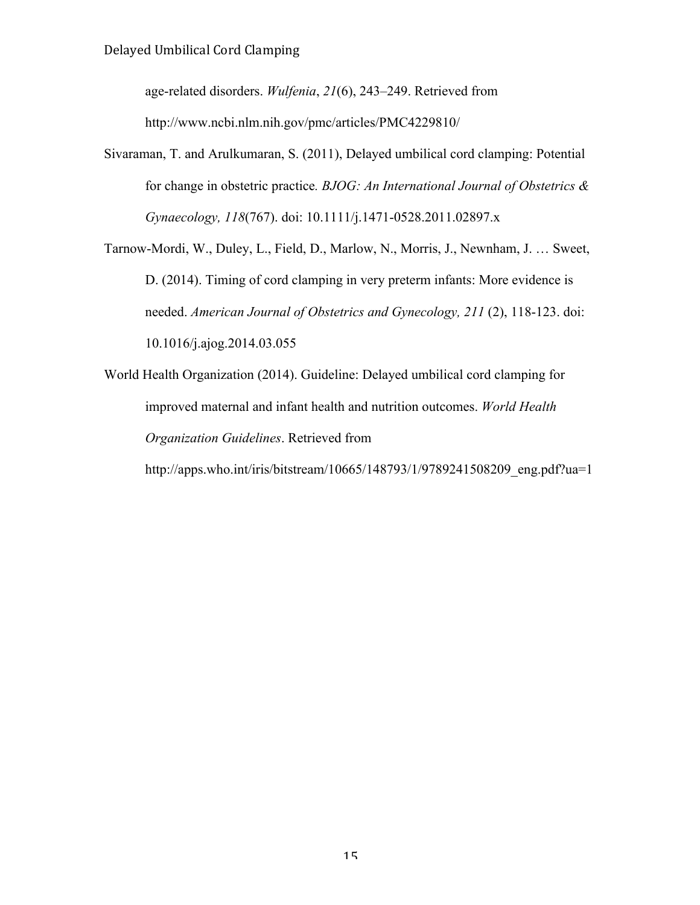age-related disorders. *Wulfenia*, *21*(6), 243–249. Retrieved from http://www.ncbi.nlm.nih.gov/pmc/articles/PMC4229810/

Sivaraman, T. and Arulkumaran, S. (2011), Delayed umbilical cord clamping: Potential for change in obstetric practice. *BJOG: An International Journal of Obstetrics & Gynaecology, 118*(767). doi: 10.1111/j.1471-0528.2011.02897.x

Tarnow-Mordi, W., Duley, L., Field, D., Marlow, N., Morris, J., Newnham, J. … Sweet, D. (2014). Timing of cord clamping in very preterm infants: More evidence is needed. *American Journal of Obstetrics and Gynecology, 211* (2), 118-123. doi: 10.1016/j.ajog.2014.03.055

World Health Organization (2014). Guideline: Delayed umbilical cord clamping for improved maternal and infant health and nutrition outcomes. *World Health Organization Guidelines*. Retrieved from http://apps.who.int/iris/bitstream/10665/148793/1/9789241508209_eng.pdf?ua=1